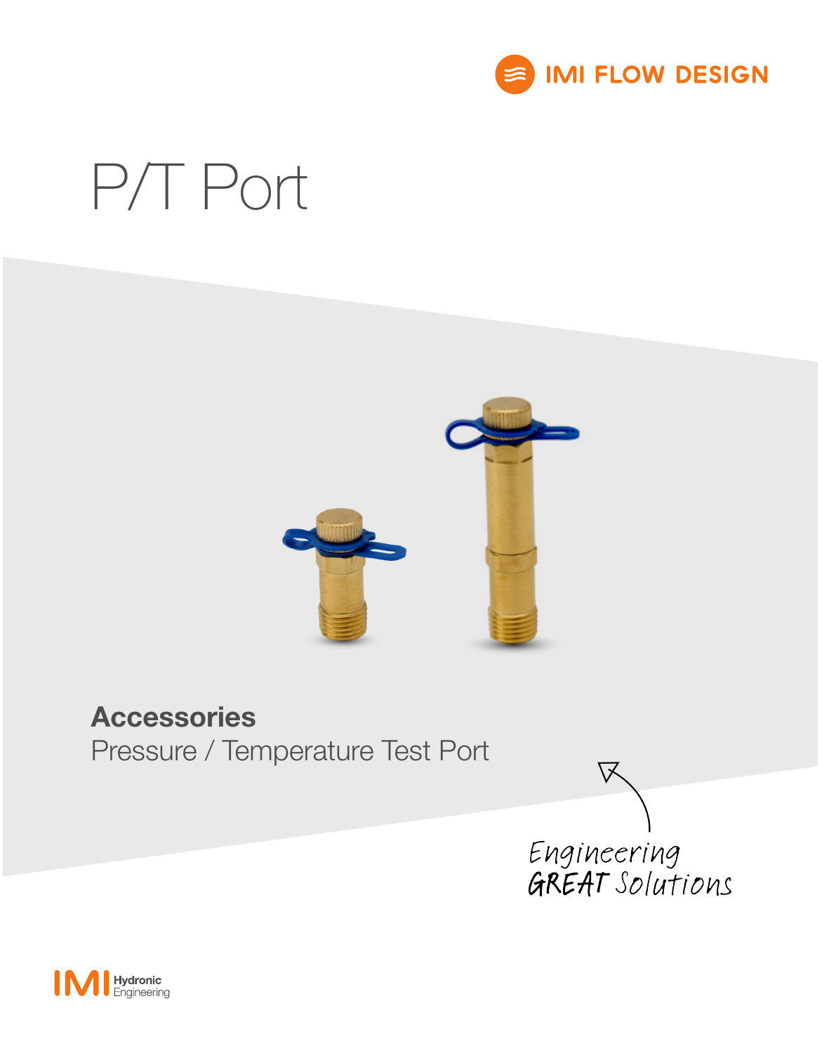IMI FLOW DESIGN

# P/T Port

## Accessories

Pressure / Temperature Test Port

Engineering GREAT Solutions

IMI Hydronic Engineering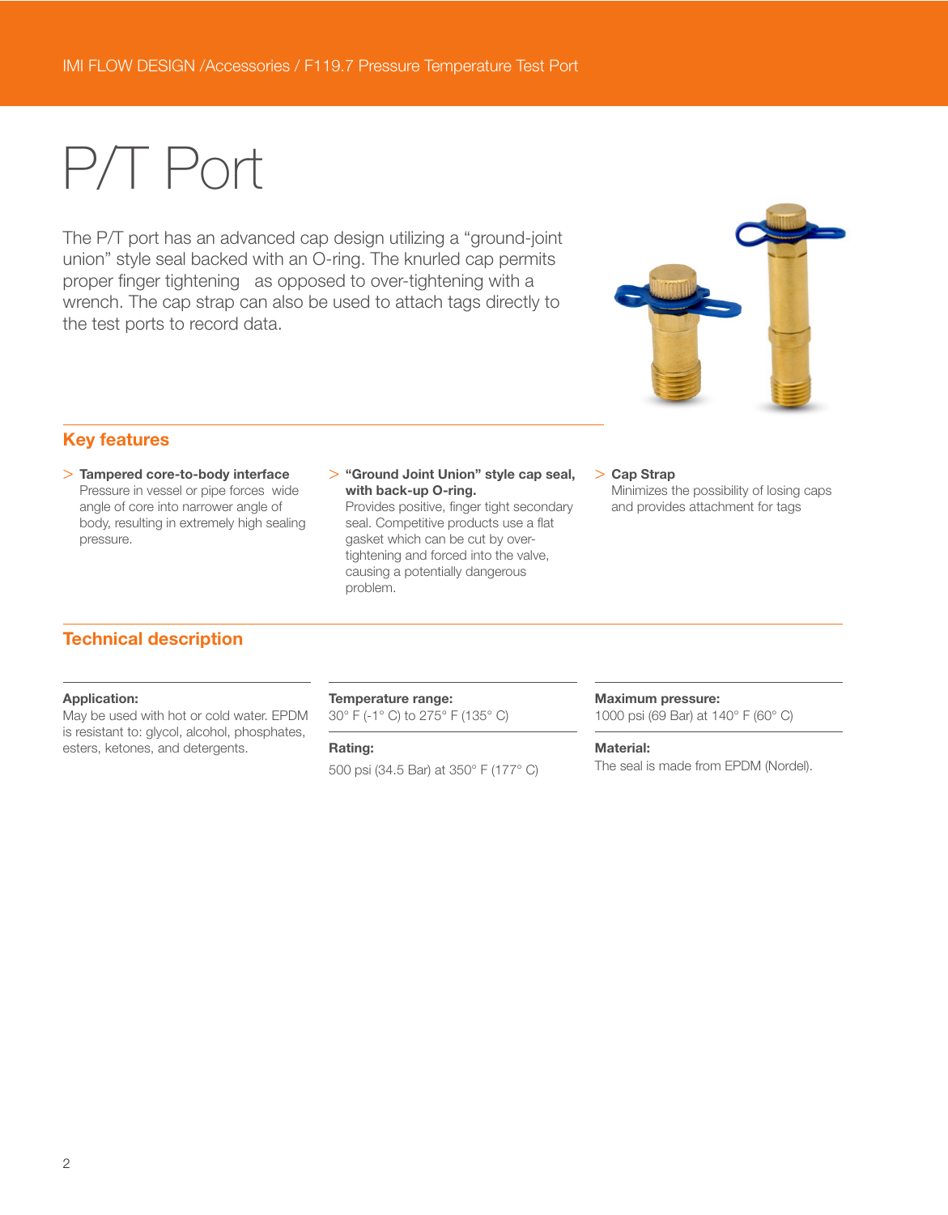# P/T Port

The P/T port has an advanced cap design utilizing a "ground-joint union" style seal backed with an O-ring. The knurled cap permits proper finger tightening as opposed to over-tightening with a wrench. The cap strap can also be used to attach tags directly to the test ports to record data.

## Key features

> **Tampered core-to-body interface**
> Pressure in vessel or pipe forces wide angle of core into narrower angle of body, resulting in extremely high sealing pressure.

> **"Ground Joint Union" style cap seal, with back-up O-ring.**
> Provides positive, finger tight secondary seal. Competitive products use a flat gasket which can be cut by over-tightening and forced into the valve, causing a potentially dangerous problem.

> **Cap Strap**
> Minimizes the possibility of losing caps and provides attachment for tags

## Technical description

**Application:**
May be used with hot or cold water. EPDM is resistant to: glycol, alcohol, phosphates, esters, ketones, and detergents.

**Temperature range:**
30° F (-1° C) to 275° F (135° C)

**Rating:**
500 psi (34.5 Bar) at 350° F (177° C)

**Maximum pressure:**
1000 psi (69 Bar) at 140° F (60° C)

**Material:**
The seal is made from EPDM (Nordel).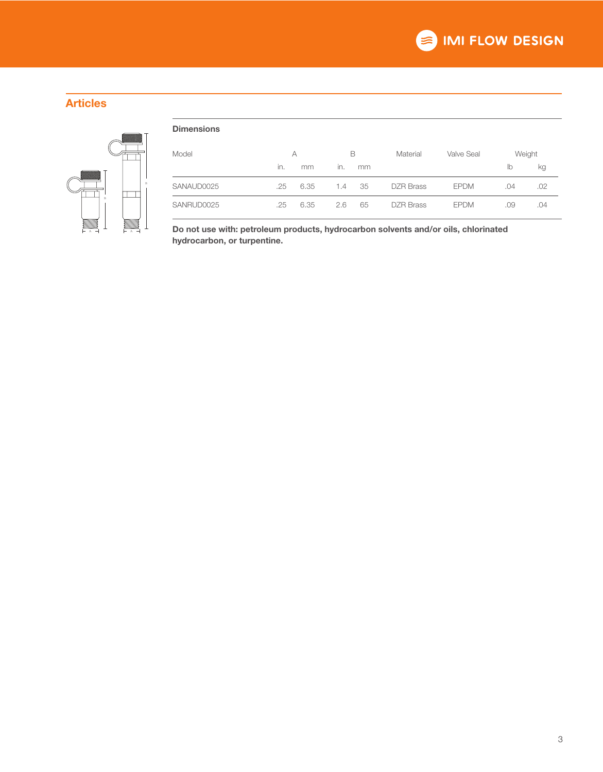## Articles

**Dimensions**

| Model | A | | B | | Material | Valve Seal | Weight | |
|---|---|---|---|---|---|---|---|---|
| | in. | mm | in. | mm | | | lb | kg |
| SANAUD0025 | .25 | 6.35 | 1.4 | 35 | DZR Brass | EPDM | .04 | .02 |
| SANRUD0025 | .25 | 6.35 | 2.6 | 65 | DZR Brass | EPDM | .09 | .04 |

**Do not use with: petroleum products, hydrocarbon solvents and/or oils, chlorinated hydrocarbon, or turpentine.**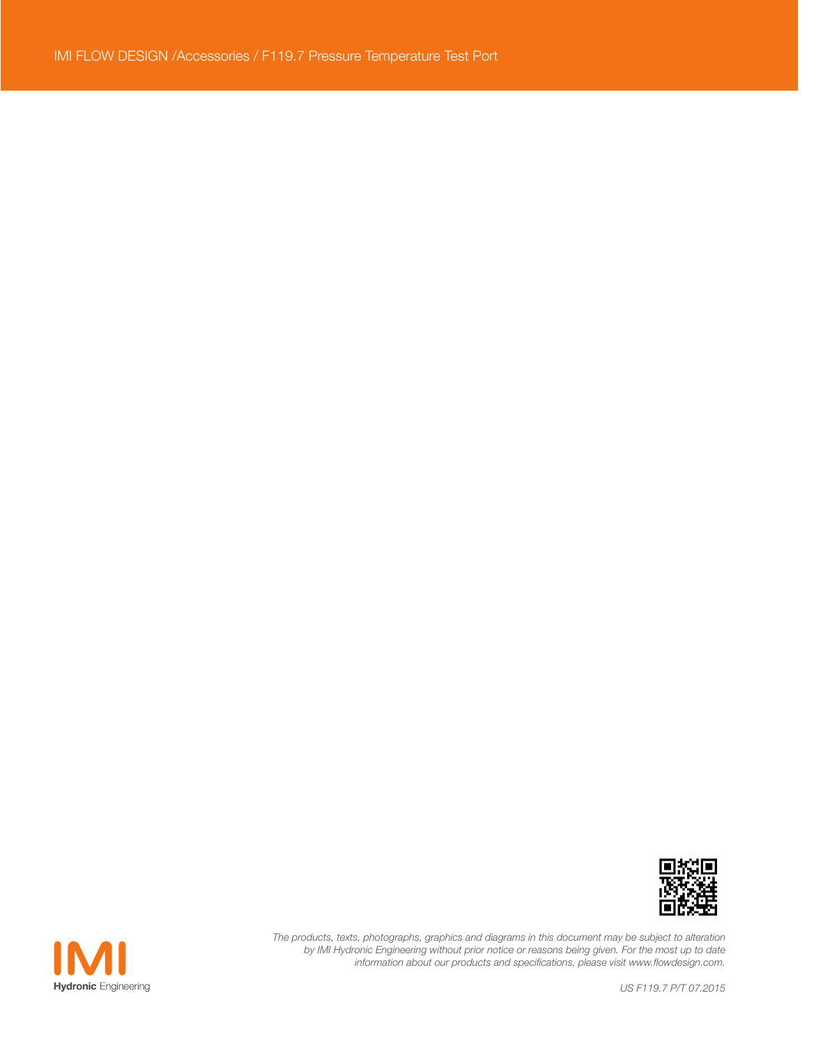*The products, texts, photographs, graphics and diagrams in this document may be subject to alteration by IMI Hydronic Engineering without prior notice or reasons being given. For the most up to date information about our products and specifications, please visit www.flowdesign.com.*

*US F119.7 P/T 07.2015*